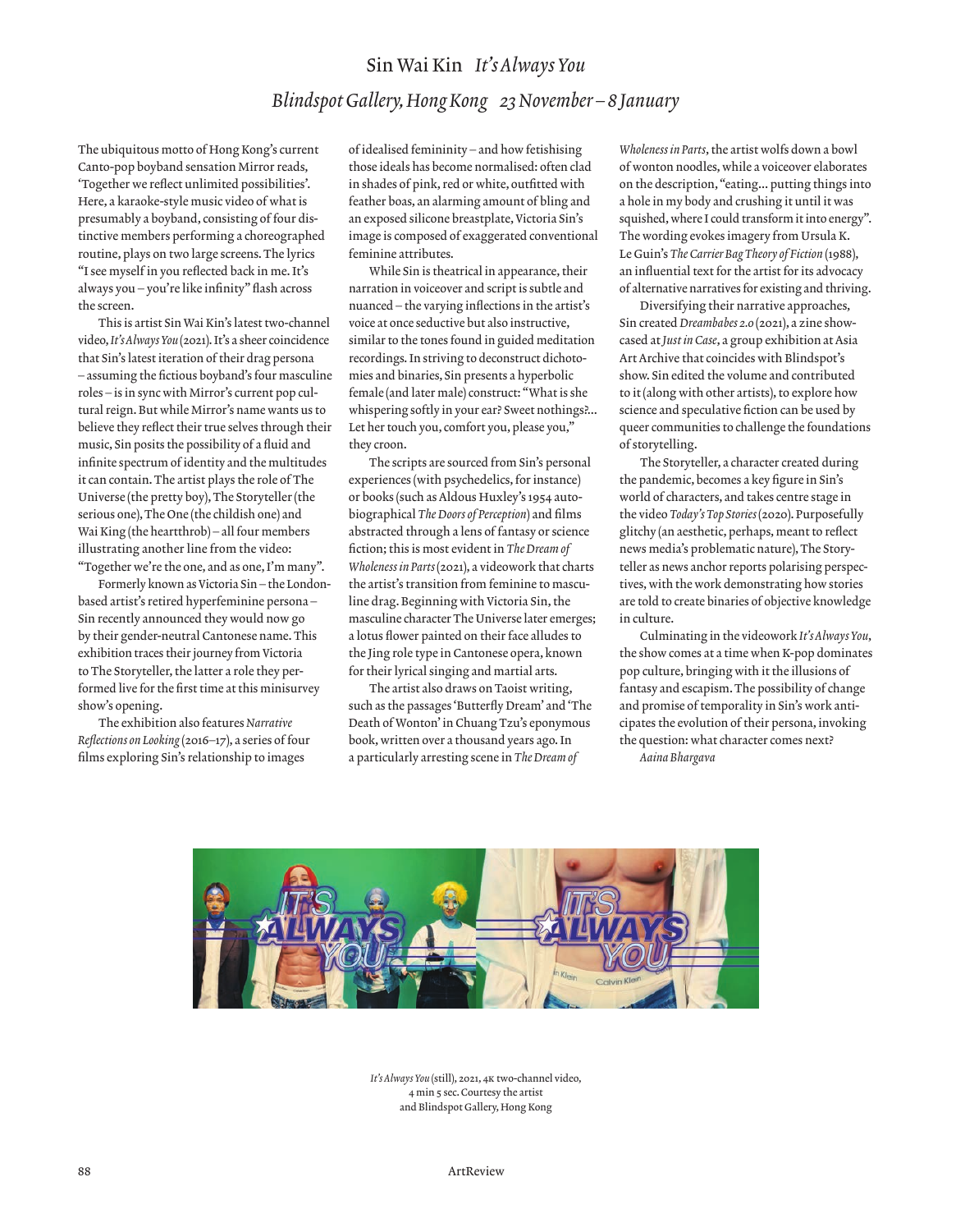# Sin Wai Kin *It's Always You*

## *Blindspot Gallery, Hong Kong 23 November – 8 January*

The ubiquitous motto of Hong Kong's current Canto-pop boyband sensation Mirror reads, 'Together we reflect unlimited possibilities'. Here, a karaoke-style music video of what is presumably a boyband, consisting of four distinctive members performing a choreographed routine, plays on two large screens. The lyrics "I see myself in you reflected back in me. It's always you – you're like infinity" flash across the screen.

This is artist Sin Wai Kin's latest two-channel video, *It's Always You* (2021). It's a sheer coincidence that Sin's latest iteration of their drag persona – assuming the fictious boyband's four masculine roles – is in sync with Mirror's current pop cultural reign. But while Mirror's name wants us to believe they reflect their true selves through their music, Sin posits the possibility of a fluid and infinite spectrum of identity and the multitudes it can contain. The artist plays the role of The Universe (the pretty boy), The Storyteller (the serious one), The One (the childish one) and Wai King (the heartthrob) – all four members illustrating another line from the video: "Together we're the one, and as one, I'm many".

Formerly known as Victoria Sin – the London-based artist's retired hyperfeminine persona – Sin recently announced they would now go by their gender-neutral Cantonese name. This exhibition traces their journey from Victoria to The Storyteller, the latter a role they performed live for the first time at this minisurvey show's opening.

The exhibition also features *Narrative Reflections on Looking* (2016–17), a series of four films exploring Sin's relationship to images of idealised femininity – and how fetishising those ideals has become normalised: often clad in shades of pink, red or white, outfitted with feather boas, an alarming amount of bling and an exposed silicone breastplate, Victoria Sin's image is composed of exaggerated conventional feminine attributes.

While Sin is theatrical in appearance, their narration in voiceover and script is subtle and nuanced – the varying inflections in the artist's voice at once seductive but also instructive, similar to the tones found in guided meditation recordings. In striving to deconstruct dichotomies and binaries, Sin presents a hyperbolic female (and later male) construct: "What is she whispering softly in your ear? Sweet nothings?… Let her touch you, comfort you, please you," they croon.

The scripts are sourced from Sin's personal experiences (with psychedelics, for instance) or books (such as Aldous Huxley's 1954 autobiographical *The Doors of Perception*) and films abstracted through a lens of fantasy or science fiction; this is most evident in *The Dream of Wholeness in Parts* (2021), a videowork that charts the artist's transition from feminine to masculine drag. Beginning with Victoria Sin, the masculine character The Universe later emerges; a lotus flower painted on their face alludes to the Jing role type in Cantonese opera, known for their lyrical singing and martial arts.

The artist also draws on Taoist writing, such as the passages 'Butterfly Dream' and 'The Death of Wonton' in Chuang Tzu's eponymous book, written over a thousand years ago. In a particularly arresting scene in *The Dream of Wholeness in Parts*, the artist wolfs down a bowl of wonton noodles, while a voiceover elaborates on the description, "eating… putting things into a hole in my body and crushing it until it was squished, where I could transform it into energy". The wording evokes imagery from Ursula K. Le Guin's *The Carrier Bag Theory of Fiction* (1988), an influential text for the artist for its advocacy of alternative narratives for existing and thriving.

Diversifying their narrative approaches, Sin created *Dreambabes 2.0* (2021), a zine showcased at *Just in Case*, a group exhibition at Asia Art Archive that coincides with Blindspot's show. Sin edited the volume and contributed to it (along with other artists), to explore how science and speculative fiction can be used by queer communities to challenge the foundations of storytelling.

The Storyteller, a character created during the pandemic, becomes a key figure in Sin's world of characters, and takes centre stage in the video *Today's Top Stories* (2020). Purposefully glitchy (an aesthetic, perhaps, meant to reflect news media's problematic nature), The Storyteller as news anchor reports polarising perspectives, with the work demonstrating how stories are told to create binaries of objective knowledge in culture.

Culminating in the videowork *It's Always You*, the show comes at a time when K-pop dominates pop culture, bringing with it the illusions of fantasy and escapism. The possibility of change and promise of temporality in Sin's work anticipates the evolution of their persona, invoking the question: what character comes next?

*Aaina Bhargava*

*It's Always You* (still), 2021, 4K two-channel video, 4 min 5 sec. Courtesy the artist and Blindspot Gallery, Hong Kong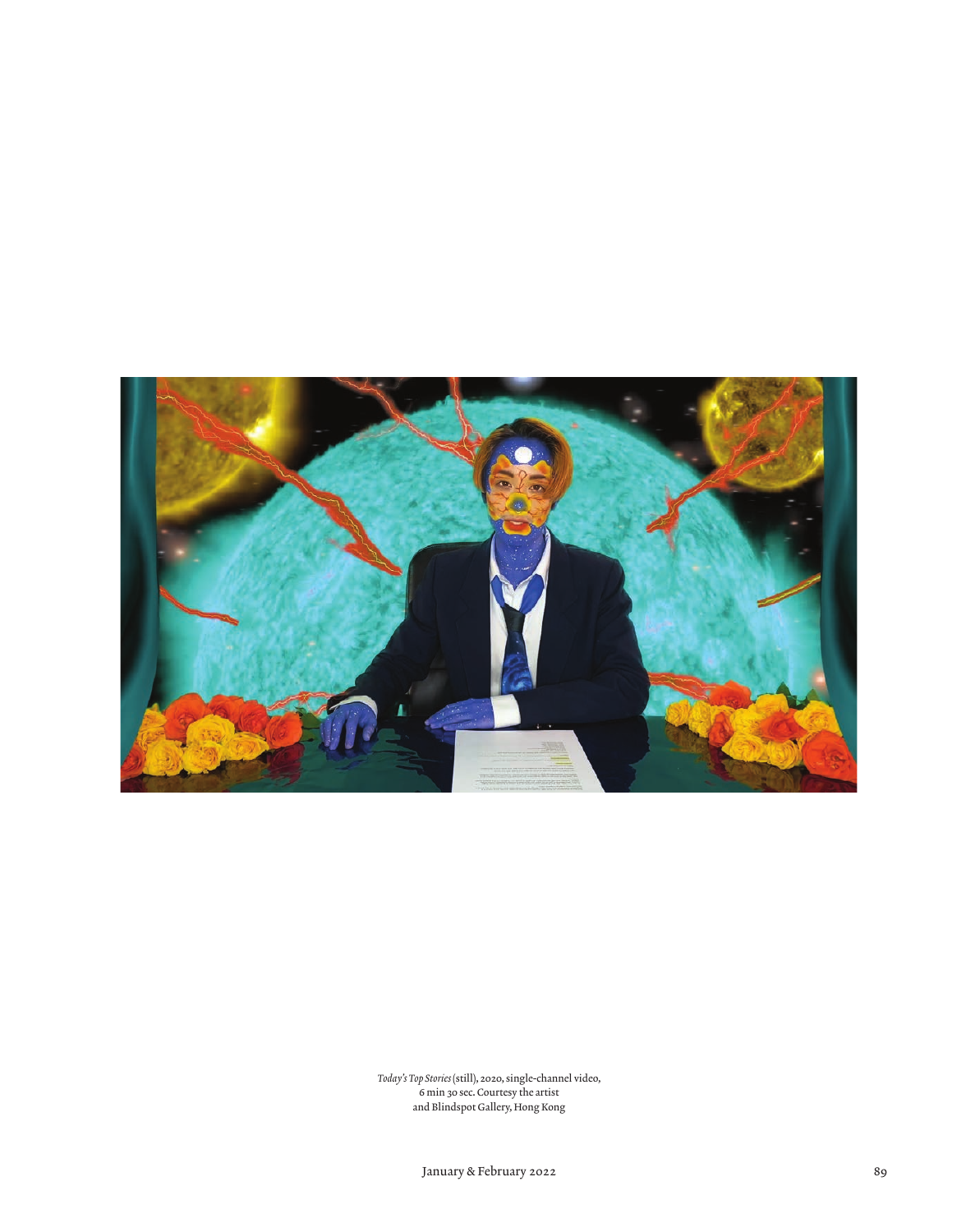*Today's Top Stories* (still), 2020, single-channel video, 6 min 30 sec. Courtesy the artist and Blindspot Gallery, Hong Kong